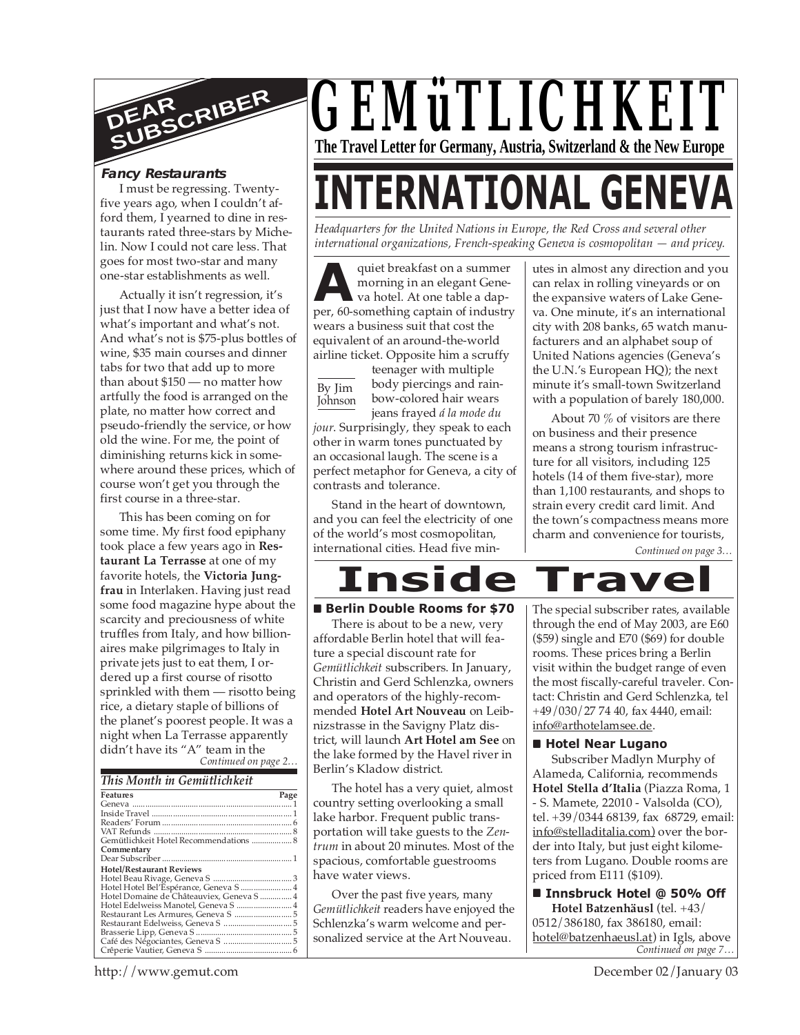# GEMüTLICHKEIT

**The Travel Letter for Germany, Austria, Switzerland & the New Europe**

# INTERNATIONAL GENEVA

*Headquarters for the United Nations in Europe, the Red Cross and several other international organizations, French-speaking Geneva is cosmopolitan — and pricey.*

By Jim Johnson

A quiet breakfast on a summer morning in an elegant Geneva hotel. At one table a dapper, 60-something captain of industry wears a business suit that cost the equivalent of an around-the-world airline ticket. Opposite him a scruffy teenager with multiple body piercings and rainbow-colored hair wears jeans frayed *á la mode du jour*. Surprisingly, they speak to each other in warm tones punctuated by an occasional laugh. The scene is a perfect metaphor for Geneva, a city of contrasts and tolerance.

Stand in the heart of downtown, and you can feel the electricity of one of the world's most cosmopolitan, international cities. Head five minutes in almost any direction and you can relax in rolling vineyards or on the expansive waters of Lake Geneva. One minute, it's an international city with 208 banks, 65 watch manufacturers and an alphabet soup of United Nations agencies (Geneva's the U.N.'s European HQ); the next minute it's small-town Switzerland with a population of barely 180,000.

About 70 % of visitors are there on business and their presence means a strong tourism infrastructure for all visitors, including 125 hotels (14 of them five-star), more than 1,100 restaurants, and shops to strain every credit card limit. And the town's compactness means more charm and convenience for tourists,

*Continued on page 3…*

## DEAR SUBSCRIBER

### Fancy Restaurants

I must be regressing. Twenty-five years ago, when I couldn't afford them, I yearned to dine in restaurants rated three-stars by Michelin. Now I could not care less. That goes for most two-star and many one-star establishments as well.

Actually it isn't regression, it's just that I now have a better idea of what's important and what's not. And what's not is $75-plus bottles of wine, $35 main courses and dinner tabs for two that add up to more than about $150 — no matter how artfully the food is arranged on the plate, no matter how correct and pseudo-friendly the service, or how old the wine. For me, the point of diminishing returns kick in somewhere around these prices, which of course won't get you through the first course in a three-star.

This has been coming on for some time. My first food epiphany took place a few years ago in **Restaurant La Terrasse** at one of my favorite hotels, the **Victoria Jungfrau** in Interlaken. Having just read some food magazine hype about the scarcity and preciousness of white truffles from Italy, and how billionaires make pilgrimages to Italy in private jets just to eat them, I ordered up a first course of risotto sprinkled with them — risotto being rice, a dietary staple of billions of the planet's poorest people. It was a night when La Terrasse apparently didn't have its "A" team in the

*Continued on page 2…*

### This Month in Gemütlichkeit

| Features | Page |
|---|---|
| Geneva | 1 |
| Inside Travel | 1 |
| Readers' Forum | 6 |
| VAT Refunds | 8 |
| Gemütlichkeit Hotel Recommendations | 8 |
| **Commentary** | |
| Dear Subscriber | 1 |
| **Hotel/Restaurant Reviews** | |
| Hotel Beau Rivage, Geneva S | 3 |
| Hotel Hotel Bel'Espérance, Geneva S | 4 |
| Hotel Domaine de Châteauviex, Geneva S | 4 |
| Hotel Edelweiss Manotel, Geneva S | 4 |
| Restaurant Les Armures, Geneva S | 5 |
| Restaurant Edelweiss, Geneva S | 5 |
| Brasserie Lipp, Geneva S | 5 |
| Café des Négociantes, Geneva S | 5 |
| Crêperie Vautier, Geneva S | 6 |

# Inside Travel

### ■ Berlin Double Rooms for $70

There is about to be a new, very affordable Berlin hotel that will feature a special discount rate for *Gemütlichkeit* subscribers. In January, Christin and Gerd Schlenzka, owners and operators of the highly-recommended **Hotel Art Nouveau** on Leibnizstrasse in the Savigny Platz district, will launch **Art Hotel am See** on the lake formed by the Havel river in Berlin's Kladow district.

The hotel has a very quiet, almost country setting overlooking a small lake harbor. Frequent public transportation will take guests to the *Zentrum* in about 20 minutes. Most of the spacious, comfortable guestrooms have water views.

Over the past five years, many *Gemütlichkeit* readers have enjoyed the Schlenzka's warm welcome and personalized service at the Art Nouveau. The special subscriber rates, available through the end of May 2003, are E60 ($59) single and E70 ($69) for double rooms. These prices bring a Berlin visit within the budget range of even the most fiscally-careful traveler. Contact: Christin and Gerd Schlenzka, tel +49/030/27 74 40, fax 4440, email: info@arthotelamsee.de.

### ■ Hotel Near Lugano

Subscriber Madlyn Murphy of Alameda, California, recommends **Hotel Stella d'Italia** (Piazza Roma, 1 - S. Mamete, 22010 - Valsolda (CO), tel. +39/0344 68139, fax 68729, email: info@stelladitalia.com) over the border into Italy, but just eight kilometers from Lugano. Double rooms are priced from E111 ($109).

### ■ Innsbruck Hotel @ 50% Off

**Hotel Batzenhäusl** (tel. +43/0512/386180, fax 386180, email: hotel@batzenhaeusl.at) in Igls, above

*Continued on page 7…*

http://www.gemut.com December 02/January 03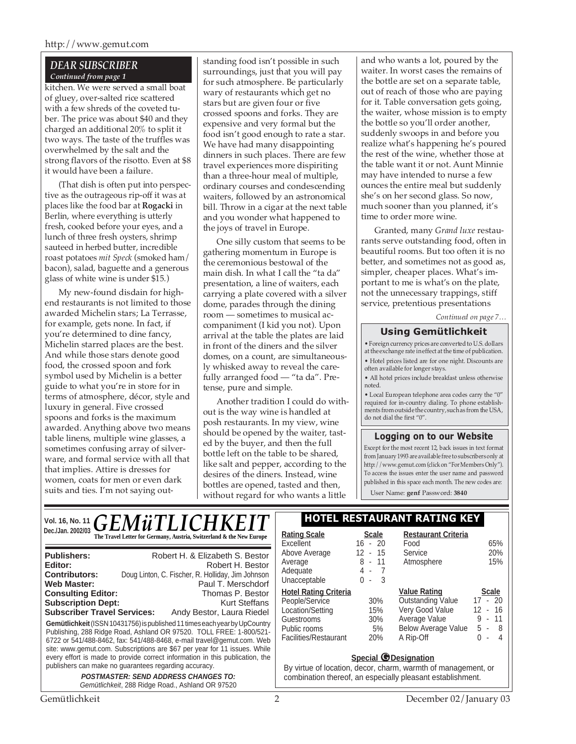## DEAR SUBSCRIBER

*Continued from page 1*

kitchen. We were served a small boat of gluey, over-salted rice scattered with a few shreds of the coveted tuber. The price was about $40 and they charged an additional 20% to split it two ways. The taste of the truffles was overwhelmed by the salt and the strong flavors of the risotto. Even at $8 it would have been a failure.

(That dish is often put into perspective as the outrageous rip-off it was at places like the food bar at **Rogacki** in Berlin, where everything is utterly fresh, cooked before your eyes, and a lunch of three fresh oysters, shrimp sauteed in herbed butter, incredible roast potatoes *mit Speck* (smoked ham/bacon), salad, baguette and a generous glass of white wine is under $15.)

My new-found disdain for high-end restaurants is not limited to those awarded Michelin stars; La Terrasse, for example, gets none. In fact, if you're determined to dine fancy, Michelin starred places are the best. And while those stars denote good food, the crossed spoon and fork symbol used by Michelin is a better guide to what you're in store for in terms of atmosphere, décor, style and luxury in general. Five crossed spoons and forks is the maximum awarded. Anything above two means table linens, multiple wine glasses, a sometimes confusing array of silverware, and formal service with all that that implies. Attire is dresses for women, coats for men or even dark suits and ties. I'm not saying outstanding food isn't possible in such surroundings, just that you will pay for such atmosphere. Be particularly wary of restaurants which get no stars but are given four or five crossed spoons and forks. They are expensive and very formal but the food isn't good enough to rate a star. We have had many disappointing dinners in such places. There are few travel experiences more dispiriting than a three-hour meal of multiple, ordinary courses and condescending waiters, followed by an astronomical bill. Throw in a cigar at the next table and you wonder what happened to the joys of travel in Europe.

One silly custom that seems to be gathering momentum in Europe is the ceremonious bestowal of the main dish. In what I call the "ta da" presentation, a line of waiters, each carrying a plate covered with a silver dome, parades through the dining room — sometimes to musical accompaniment (I kid you not). Upon arrival at the table the plates are laid in front of the diners and the silver domes, on a count, are simultaneously whisked away to reveal the carefully arranged food — "ta da". Pretense, pure and simple.

Another tradition I could do without is the way wine is handled at posh restaurants. In my view, wine should be opened by the waiter, tasted by the buyer, and then the full bottle left on the table to be shared, like salt and pepper, according to the desires of the diners. Instead, wine bottles are opened, tasted and then, without regard for who wants a little and who wants a lot, poured by the waiter. In worst cases the remains of the bottle are set on a separate table, out of reach of those who are paying for it. Table conversation gets going, the waiter, whose mission is to empty the bottle so you'll order another, suddenly swoops in and before you realize what's happening he's poured the rest of the wine, whether those at the table want it or not. Aunt Minnie may have intended to nurse a few ounces the entire meal but suddenly she's on her second glass. So now, much sooner than you planned, it's time to order more wine.

Granted, many *Grand luxe* restaurants serve outstanding food, often in beautiful rooms. But too often it is no better, and sometimes not as good as, simpler, cheaper places. What's important to me is what's on the plate, not the unnecessary trappings, stiff service, pretentious presentations

*Continued on page 7…*

### Using Gemütlichkeit

- Foreign currency prices are converted to U.S. dollars at the exchange rate in effect at the time of publication.
- Hotel prices listed are for one night. Discounts are often available for longer stays.
- All hotel prices include breakfast unless otherwise noted.
- Local European telephone area codes carry the "0" required for in-country dialing. To phone establishments from outside the country, such as from the USA, do not dial the first "0".

### Logging on to our Website

Except for the most recent 12, back issues in text format from January 1993 are available free to subscribers only at http://www.gemut.com (click on "For Members Only"). To access the issues enter the user name and password published in this space each month. The new codes are:

User Name: **genf** Password: **3840**

---

Vol. 16, No. 11
Dec./Jan. 2002/03

# GEMüTLICHKEIT

**The Travel Letter for Germany, Austria, Switzerland & the New Europe**

| | |
|---|---|
| **Publishers:** | Robert H. & Elizabeth S. Bestor |
| **Editor:** | Robert H. Bestor |
| **Contributors:** | Doug Linton, C. Fischer, R. Holliday, Jim Johnson |
| **Web Master:** | Paul T. Merschdorf |
| **Consulting Editor:** | Thomas P. Bestor |
| **Subscription Dept:** | Kurt Steffans |
| **Subscriber Travel Services:** | Andy Bestor, Laura Riedel |

**Gemütlichkeit** (ISSN 10431756) is published 11 times each year by UpCountry Publishing, 288 Ridge Road, Ashland OR 97520. TOLL FREE: 1-800/521-6722 or 541/488-8462, fax: 541/488-8468, e-mail travel@gemut.com. Web site: www.gemut.com. Subscriptions are $67 per year for 11 issues. While every effort is made to provide correct information in this publication, the publishers can make no guarantees regarding accuracy.

***POSTMASTER: SEND ADDRESS CHANGES TO:***
*Gemütlichkeit*, 288 Ridge Road., Ashland OR 97520

## HOTEL RESTAURANT RATING KEY

| Rating Scale | Scale |
|---|---|
| Excellent | 16 - 20 |
| Above Average | 12 - 15 |
| Average | 8 - 11 |
| Adequate | 4 - 7 |
| Unacceptable | 0 - 3 |

| Restaurant Criteria | |
|---|---|
| Food | 65% |
| Service | 20% |
| Atmosphere | 15% |

| Hotel Rating Criteria | |
|---|---|
| People/Service | 30% |
| Location/Setting | 15% |
| Guestrooms | 30% |
| Public rooms | 5% |
| Facilities/Restaurant | 20% |

| Value Rating | Scale |
|---|---|
| Outstanding Value | 17 - 20 |
| Very Good Value | 12 - 16 |
| Average Value | 9 - 11 |
| Below Average Value | 5 - 8 |
| A Rip-Off | 0 - 4 |

**Special G Designation**

By virtue of location, decor, charm, warmth of management, or combination thereof, an especially pleasant establishment.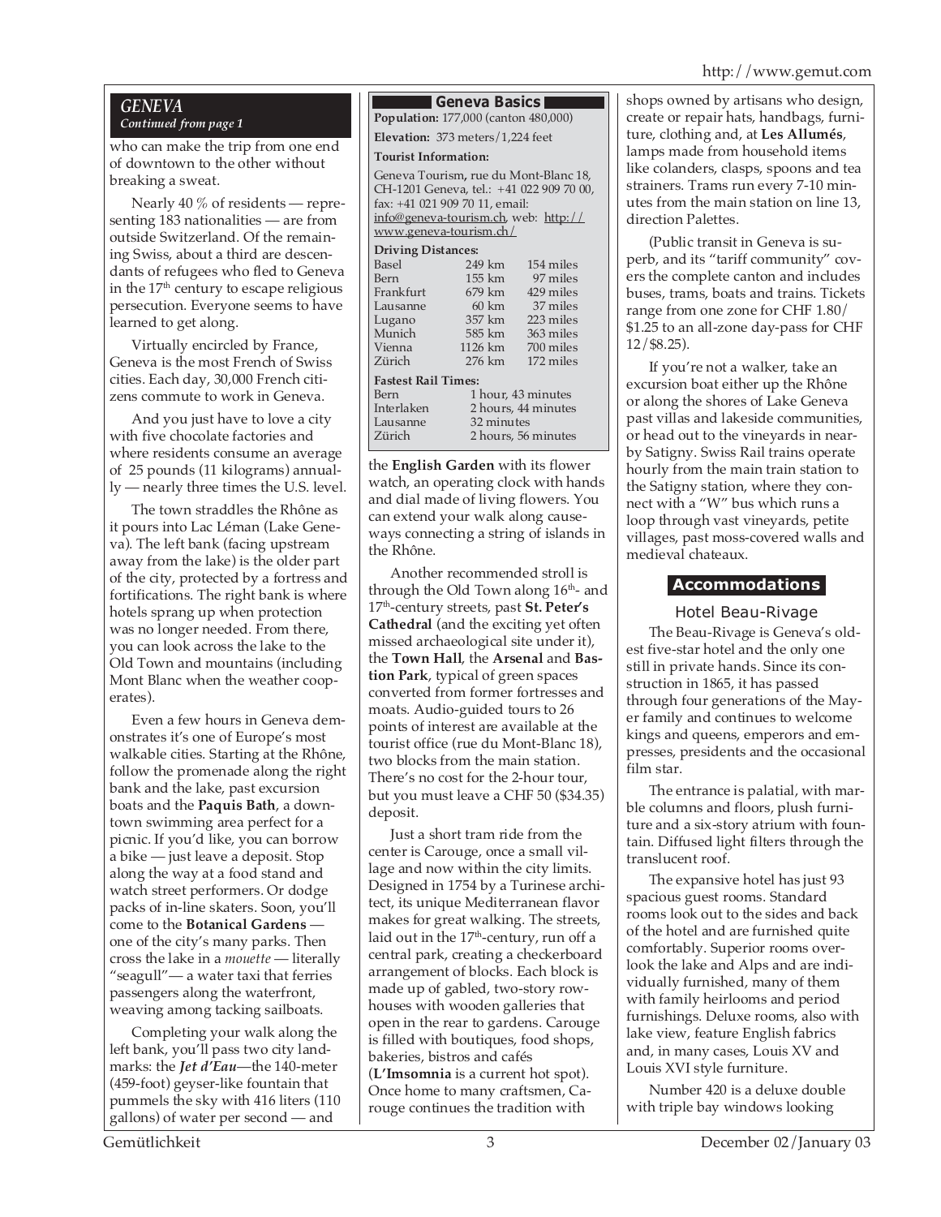## GENEVA
*Continued from page 1*

who can make the trip from one end of downtown to the other without breaking a sweat.

Nearly 40 % of residents — representing 183 nationalities — are from outside Switzerland. Of the remaining Swiss, about a third are descendants of refugees who fled to Geneva in the 17th century to escape religious persecution. Everyone seems to have learned to get along.

Virtually encircled by France, Geneva is the most French of Swiss cities. Each day, 30,000 French citizens commute to work in Geneva.

And you just have to love a city with five chocolate factories and where residents consume an average of 25 pounds (11 kilograms) annually — nearly three times the U.S. level.

The town straddles the Rhône as it pours into Lac Léman (Lake Geneva). The left bank (facing upstream away from the lake) is the older part of the city, protected by a fortress and fortifications. The right bank is where hotels sprang up when protection was no longer needed. From there, you can look across the lake to the Old Town and mountains (including Mont Blanc when the weather cooperates).

Even a few hours in Geneva demonstrates it's one of Europe's most walkable cities. Starting at the Rhône, follow the promenade along the right bank and the lake, past excursion boats and the **Paquis Bath**, a downtown swimming area perfect for a picnic. If you'd like, you can borrow a bike — just leave a deposit. Stop along the way at a food stand and watch street performers. Or dodge packs of in-line skaters. Soon, you'll come to the **Botanical Gardens** — one of the city's many parks. Then cross the lake in a *mouette* — literally "seagull"— a water taxi that ferries passengers along the waterfront, weaving among tacking sailboats.

Completing your walk along the left bank, you'll pass two city landmarks: the ***Jet d'Eau***—the 140-meter (459-foot) geyser-like fountain that pummels the sky with 416 liters (110 gallons) of water per second — and the **English Garden** with its flower watch, an operating clock with hands and dial made of living flowers. You can extend your walk along causeways connecting a string of islands in the Rhône.

### Geneva Basics

**Population:** 177,000 (canton 480,000)

**Elevation:** 373 meters/1,224 feet

**Tourist Information:**

Geneva Tourism, rue du Mont-Blanc 18, CH-1201 Geneva, tel.: +41 022 909 70 00, fax: +41 021 909 70 11, email: info@geneva-tourism.ch, web: http://www.geneva-tourism.ch/

**Driving Distances:**

| City | km | miles |
|---|---|---|
| Basel | 249 km | 154 miles |
| Bern | 155 km | 97 miles |
| Frankfurt | 679 km | 429 miles |
| Lausanne | 60 km | 37 miles |
| Lugano | 357 km | 223 miles |
| Munich | 585 km | 363 miles |
| Vienna | 1126 km | 700 miles |
| Zürich | 276 km | 172 miles |

**Fastest Rail Times:**

| City | Time |
|---|---|
| Bern | 1 hour, 43 minutes |
| Interlaken | 2 hours, 44 minutes |
| Lausanne | 32 minutes |
| Zürich | 2 hours, 56 minutes |

Another recommended stroll is through the Old Town along 16th- and 17th-century streets, past **St. Peter's Cathedral** (and the exciting yet often missed archaeological site under it), the **Town Hall**, the **Arsenal** and **Bastion Park**, typical of green spaces converted from former fortresses and moats. Audio-guided tours to 26 points of interest are available at the tourist office (rue du Mont-Blanc 18), two blocks from the main station. There's no cost for the 2-hour tour, but you must leave a CHF 50 ($34.35) deposit.

Just a short tram ride from the center is Carouge, once a small village and now within the city limits. Designed in 1754 by a Turinese architect, its unique Mediterranean flavor makes for great walking. The streets, laid out in the 17th-century, run off a central park, creating a checkerboard arrangement of blocks. Each block is made up of gabled, two-story rowhouses with wooden galleries that open in the rear to gardens. Carouge is filled with boutiques, food shops, bakeries, bistros and cafés (**L'Imsomnia** is a current hot spot). Once home to many craftsmen, Carouge continues the tradition with shops owned by artisans who design, create or repair hats, handbags, furniture, clothing and, at **Les Allumés**, lamps made from household items like colanders, clasps, spoons and tea strainers. Trams run every 7-10 minutes from the main station on line 13, direction Palettes.

(Public transit in Geneva is superb, and its "tariff community" covers the complete canton and includes buses, trams, boats and trains. Tickets range from one zone for CHF 1.80/ $1.25 to an all-zone day-pass for CHF 12/$8.25).

If you're not a walker, take an excursion boat either up the Rhône or along the shores of Lake Geneva past villas and lakeside communities, or head out to the vineyards in nearby Satigny. Swiss Rail trains operate hourly from the main train station to the Satigny station, where they connect with a "W" bus which runs a loop through vast vineyards, petite villages, past moss-covered walls and medieval chateaux.

## Accommodations

### Hotel Beau-Rivage

The Beau-Rivage is Geneva's oldest five-star hotel and the only one still in private hands. Since its construction in 1865, it has passed through four generations of the Mayer family and continues to welcome kings and queens, emperors and empresses, presidents and the occasional film star.

The entrance is palatial, with marble columns and floors, plush furniture and a six-story atrium with fountain. Diffused light filters through the translucent roof.

The expansive hotel has just 93 spacious guest rooms. Standard rooms look out to the sides and back of the hotel and are furnished quite comfortably. Superior rooms overlook the lake and Alps and are individually furnished, many of them with family heirlooms and period furnishings. Deluxe rooms, also with lake view, feature English fabrics and, in many cases, Louis XV and Louis XVI style furniture.

Number 420 is a deluxe double with triple bay windows looking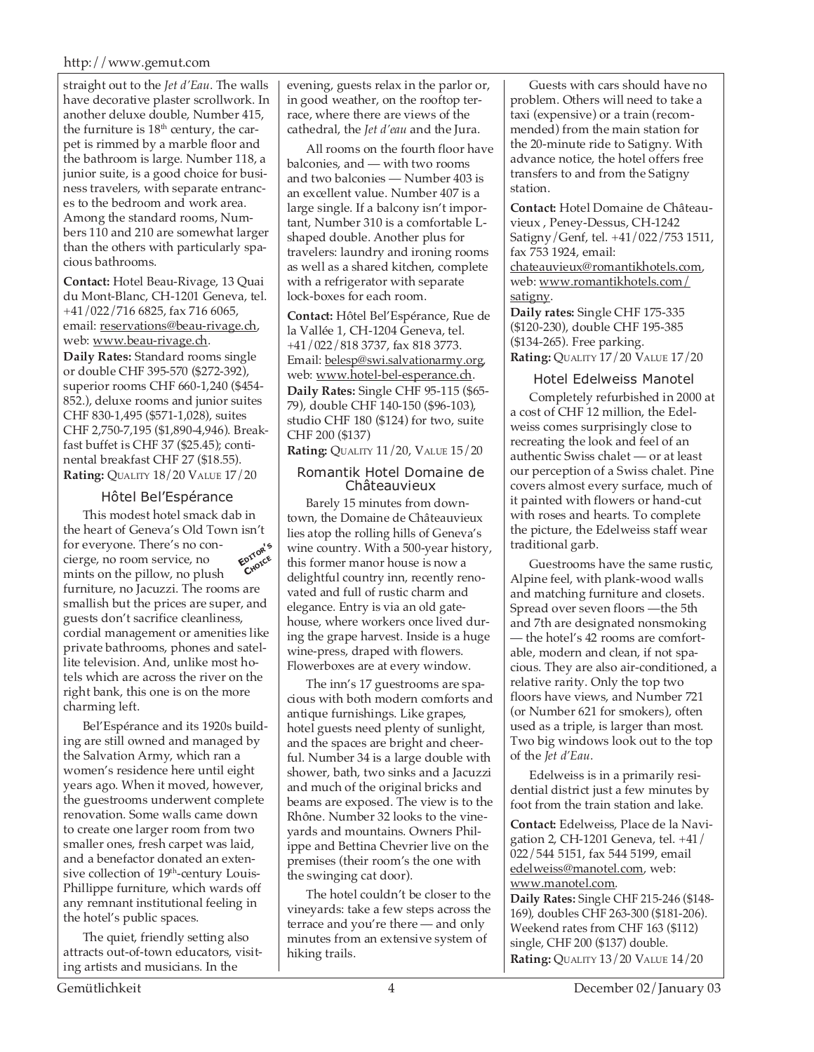straight out to the *Jet d'Eau*. The walls have decorative plaster scrollwork. In another deluxe double, Number 415, the furniture is 18th century, the carpet is rimmed by a marble floor and the bathroom is large. Number 118, a junior suite, is a good choice for business travelers, with separate entrances to the bedroom and work area. Among the standard rooms, Numbers 110 and 210 are somewhat larger than the others with particularly spacious bathrooms.

**Contact:** Hotel Beau-Rivage, 13 Quai du Mont-Blanc, CH-1201 Geneva, tel. +41/022/716 6825, fax 716 6065, email: reservations@beau-rivage.ch, web: www.beau-rivage.ch.

**Daily Rates:** Standard rooms single or double CHF 395-570 ($272-392), superior rooms CHF 660-1,240 ($454-852.), deluxe rooms and junior suites CHF 830-1,495 ($571-1,028), suites CHF 2,750-7,195 ($1,890-4,946). Breakfast buffet is CHF 37 ($25.45); continental breakfast CHF 27 ($18.55).

**Rating:** QUALITY 18/20 VALUE 17/20

### Hôtel Bel'Espérance

EDITOR'S CHOICE

This modest hotel smack dab in the heart of Geneva's Old Town isn't for everyone. There's no concierge, no room service, no mints on the pillow, no plush furniture, no Jacuzzi. The rooms are smallish but the prices are super, and guests don't sacrifice cleanliness, cordial management or amenities like private bathrooms, phones and satellite television. And, unlike most hotels which are across the river on the right bank, this one is on the more charming left.

Bel'Espérance and its 1920s building are still owned and managed by the Salvation Army, which ran a women's residence here until eight years ago. When it moved, however, the guestrooms underwent complete renovation. Some walls came down to create one larger room from two smaller ones, fresh carpet was laid, and a benefactor donated an extensive collection of 19th-century Louis-Phillippe furniture, which wards off any remnant institutional feeling in the hotel's public spaces.

The quiet, friendly setting also attracts out-of-town educators, visiting artists and musicians. In the evening, guests relax in the parlor or, in good weather, on the rooftop terrace, where there are views of the cathedral, the *Jet d'eau* and the Jura.

All rooms on the fourth floor have balconies, and — with two rooms and two balconies — Number 403 is an excellent value. Number 407 is a large single. If a balcony isn't important, Number 310 is a comfortable L-shaped double. Another plus for travelers: laundry and ironing rooms as well as a shared kitchen, complete with a refrigerator with separate lock-boxes for each room.

**Contact:** Hôtel Bel'Espérance, Rue de la Vallée 1, CH-1204 Geneva, tel. +41/022/818 3737, fax 818 3773. Email: belesp@swi.salvationarmy.org, web: www.hotel-bel-esperance.ch.

**Daily Rates:** Single CHF 95-115 ($65-79), double CHF 140-150 ($96-103), studio CHF 180 ($124) for two, suite CHF 200 ($137)

**Rating:** QUALITY 11/20, VALUE 15/20

### Romantik Hotel Domaine de Châteauvieux

Barely 15 minutes from downtown, the Domaine de Châteauvieux lies atop the rolling hills of Geneva's wine country. With a 500-year history, this former manor house is now a delightful country inn, recently renovated and full of rustic charm and elegance. Entry is via an old gatehouse, where workers once lived during the grape harvest. Inside is a huge wine-press, draped with flowers. Flowerboxes are at every window.

The inn's 17 guestrooms are spacious with both modern comforts and antique furnishings. Like grapes, hotel guests need plenty of sunlight, and the spaces are bright and cheerful. Number 34 is a large double with shower, bath, two sinks and a Jacuzzi and much of the original bricks and beams are exposed. The view is to the Rhône. Number 32 looks to the vineyards and mountains. Owners Philippe and Bettina Chevrier live on the premises (their room's the one with the swinging cat door).

The hotel couldn't be closer to the vineyards: take a few steps across the terrace and you're there — and only minutes from an extensive system of hiking trails.

Guests with cars should have no problem. Others will need to take a taxi (expensive) or a train (recommended) from the main station for the 20-minute ride to Satigny. With advance notice, the hotel offers free transfers to and from the Satigny station.

**Contact:** Hotel Domaine de Châteauvieux , Peney-Dessus, CH-1242 Satigny/Genf, tel. +41/022/753 1511, fax 753 1924, email: chateauvieux@romantikhotels.com, web: www.romantikhotels.com/satigny.

**Daily rates:** Single CHF 175-335 ($120-230), double CHF 195-385 ($134-265). Free parking.

**Rating:** QUALITY 17/20 VALUE 17/20

### Hotel Edelweiss Manotel

Completely refurbished in 2000 at a cost of CHF 12 million, the Edelweiss comes surprisingly close to recreating the look and feel of an authentic Swiss chalet — or at least our perception of a Swiss chalet. Pine covers almost every surface, much of it painted with flowers or hand-cut with roses and hearts. To complete the picture, the Edelweiss staff wear traditional garb.

Guestrooms have the same rustic, Alpine feel, with plank-wood walls and matching furniture and closets. Spread over seven floors —the 5th and 7th are designated nonsmoking — the hotel's 42 rooms are comfortable, modern and clean, if not spacious. They are also air-conditioned, a relative rarity. Only the top two floors have views, and Number 721 (or Number 621 for smokers), often used as a triple, is larger than most. Two big windows look out to the top of the *Jet d'Eau*.

Edelweiss is in a primarily residential district just a few minutes by foot from the train station and lake.

**Contact:** Edelweiss, Place de la Navigation 2, CH-1201 Geneva, tel. +41/022/544 5151, fax 544 5199, email edelweiss@manotel.com, web: www.manotel.com.

**Daily Rates:** Single CHF 215-246 ($148-169), doubles CHF 263-300 ($181-206). Weekend rates from CHF 163 ($112) single, CHF 200 ($137) double.

**Rating:** QUALITY 13/20 VALUE 14/20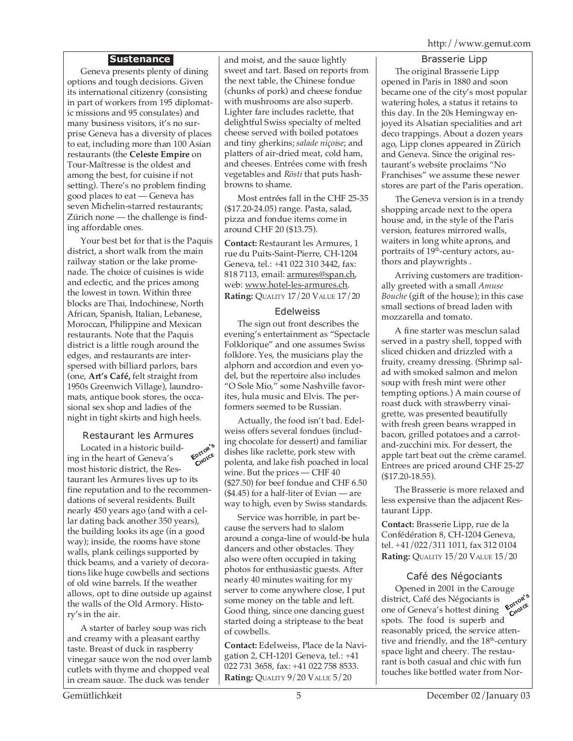## Sustenance

Geneva presents plenty of dining options and tough decisions. Given its international citizenry (consisting in part of workers from 195 diplomatic missions and 95 consulates) and many business visitors, it's no surprise Geneva has a diversity of places to eat, including more than 100 Asian restaurants (the **Celeste Empire** on Tour-Maîtresse is the oldest and among the best, for cuisine if not setting). There's no problem finding good places to eat — Geneva has seven Michelin-starred restaurants; Zürich none — the challenge is finding affordable ones.

Your best bet for that is the Paquis district, a short walk from the main railway station or the lake promenade. The choice of cuisines is wide and eclectic, and the prices among the lowest in town. Within three blocks are Thai, Indochinese, North African, Spanish, Italian, Lebanese, Moroccan, Philippine and Mexican restaurants. Note that the Paquis district is a little rough around the edges, and restaurants are interspersed with billiard parlors, bars (one, **Art's Café,** felt straight from 1950s Greenwich Village), laundromats, antique book stores, the occasional sex shop and ladies of the night in tight skirts and high heels.

### Restaurant les Armures

EDITOR'S CHOICE

Located in a historic building in the heart of Geneva's most historic district, the Restaurant les Armures lives up to its fine reputation and to the recommendations of several residents. Built nearly 450 years ago (and with a cellar dating back another 350 years), the building looks its age (in a good way); inside, the rooms have stone walls, plank ceilings supported by thick beams, and a variety of decorations like huge cowbells and sections of old wine barrels. If the weather allows, opt to dine outside up against the walls of the Old Armory. History's in the air.

A starter of barley soup was rich and creamy with a pleasant earthy taste. Breast of duck in raspberry vinegar sauce won the nod over lamb cutlets with thyme and chopped veal in cream sauce. The duck was tender and moist, and the sauce lightly sweet and tart. Based on reports from the next table, the Chinese fondue (chunks of pork) and cheese fondue with mushrooms are also superb. Lighter fare includes raclette, that delightful Swiss specialty of melted cheese served with boiled potatoes and tiny gherkins; *salade niçoise*; and platters of air-dried meat, cold ham, and cheeses. Entrées come with fresh vegetables and *Rösti* that puts hashbrowns to shame.

Most entrées fall in the CHF 25-35 ($17.20-24.05) range. Pasta, salad, pizza and fondue items come in around CHF 20 ($13.75).

**Contact:** Restaurant les Armures, 1 rue du Puits-Saint-Pierre, CH-1204 Geneva, tel.: +41 022 310 3442, fax: 818 7113, email: armures@span.ch, web: www.hotel-les-armures.ch.
**Rating:** QUALITY 17/20 VALUE 17/20

### Edelweiss

The sign out front describes the evening's entertainment as "Spectacle Folklorique" and one assumes Swiss folklore. Yes, the musicians play the alphorn and accordion and even yodel, but the repertoire also includes "O Sole Mio," some Nashville favorites, hula music and Elvis. The performers seemed to be Russian.

Actually, the food isn't bad. Edelweiss offers several fondues (including chocolate for dessert) and familiar dishes like raclette, pork stew with polenta, and lake fish poached in local wine. But the prices — CHF 40 ($27.50) for beef fondue and CHF 6.50 ($4.45) for a half-liter of Evian — are way to high, even by Swiss standards.

Service was horrible, in part because the servers had to slalom around a conga-line of would-be hula dancers and other obstacles. They also were often occupied in taking photos for enthusiastic guests. After nearly 40 minutes waiting for my server to come anywhere close, I put some money on the table and left. Good thing, since one dancing guest started doing a striptease to the beat of cowbells.

**Contact:** Edelweiss, Place de la Navigation 2, CH-1201 Geneva, tel.: +41 022 731 3658, fax: +41 022 758 8533.
**Rating:** QUALITY 9/20 VALUE 5/20

### Brasserie Lipp

The original Brasserie Lipp opened in Paris in 1880 and soon became one of the city's most popular watering holes, a status it retains to this day. In the 20s Hemingway enjoyed its Alsatian specialities and art deco trappings. About a dozen years ago, Lipp clones appeared in Zürich and Geneva. Since the original restaurant's website proclaims "No Franchises" we assume these newer stores are part of the Paris operation.

The Geneva version is in a trendy shopping arcade next to the opera house and, in the style of the Paris version, features mirrored walls, waiters in long white aprons, and portraits of 19th-century actors, authors and playwrights .

Arriving customers are traditionally greeted with a small *Amuse Bouche* (gift of the house); in this case small sections of bread laden with mozzarella and tomato.

A fine starter was mesclun salad served in a pastry shell, topped with sliced chicken and drizzled with a fruity, creamy dressing. (Shrimp salad with smoked salmon and melon soup with fresh mint were other tempting options.) A main course of roast duck with strawberry vinaigrette, was presented beautifully with fresh green beans wrapped in bacon, grilled potatoes and a carrot-and-zucchini mix. For dessert, the apple tart beat out the crème caramel. Entrees are priced around CHF 25-27 ($17.20-18.55).

The Brasserie is more relaxed and less expensive than the adjacent Restaurant Lipp.

**Contact:** Brasserie Lipp, rue de la Confédération 8, CH-1204 Geneva, tel. +41/022/311 1011, fax 312 0104
**Rating:** QUALITY 15/20 VALUE 15/20

### Café des Négociants

EDITOR'S CHOICE

Opened in 2001 in the Carouge district, Café des Négociants is one of Geneva's hottest dining spots. The food is superb and reasonably priced, the service attentive and friendly, and the 18th-century space light and cheery. The restaurant is both casual and chic with fun touches like bottled water from Nor-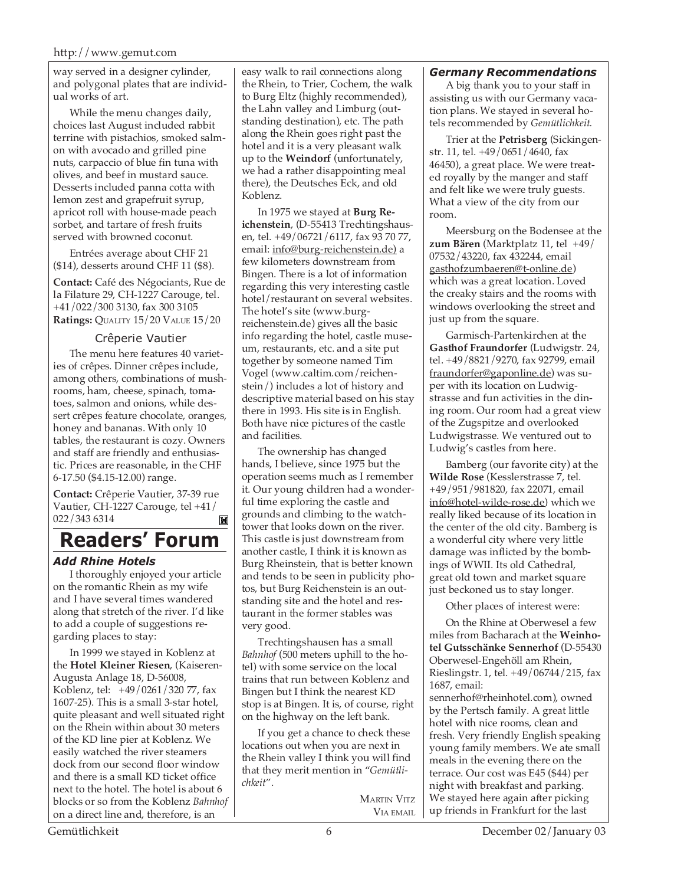way served in a designer cylinder, and polygonal plates that are individual works of art.

While the menu changes daily, choices last August included rabbit terrine with pistachios, smoked salmon with avocado and grilled pine nuts, carpaccio of blue fin tuna with olives, and beef in mustard sauce. Desserts included panna cotta with lemon zest and grapefruit syrup, apricot roll with house-made peach sorbet, and tartare of fresh fruits served with browned coconut.

Entrées average about CHF 21 ($14), desserts around CHF 11 ($8).

**Contact:** Café des Négociants, Rue de la Filature 29, CH-1227 Carouge, tel. +41/022/300 3130, fax 300 3105
**Ratings:** QUALITY 15/20 VALUE 15/20

### Crêperie Vautier

The menu here features 40 varieties of crêpes. Dinner crêpes include, among others, combinations of mushrooms, ham, cheese, spinach, tomatoes, salmon and onions, while dessert crêpes feature chocolate, oranges, honey and bananas. With only 10 tables, the restaurant is cozy. Owners and staff are friendly and enthusiastic. Prices are reasonable, in the CHF 6-17.50 ($4.15-12.00) range.

**Contact:** Crêperie Vautier, 37-39 rue Vautier, CH-1227 Carouge, tel +41/022/343 6314

# Readers' Forum

### *Add Rhine Hotels*

I thoroughly enjoyed your article on the romantic Rhein as my wife and I have several times wandered along that stretch of the river. I'd like to add a couple of suggestions regarding places to stay:

In 1999 we stayed in Koblenz at the **Hotel Kleiner Riesen**, (Kaiseren-Augusta Anlage 18, D-56008, Koblenz, tel: +49/0261/320 77, fax 1607-25). This is a small 3-star hotel, quite pleasant and well situated right on the Rhein within about 30 meters of the KD line pier at Koblenz. We easily watched the river steamers dock from our second floor window and there is a small KD ticket office next to the hotel. The hotel is about 6 blocks or so from the Koblenz *Bahnhof* on a direct line and, therefore, is an easy walk to rail connections along the Rhein, to Trier, Cochem, the walk to Burg Eltz (highly recommended), the Lahn valley and Limburg (outstanding destination), etc. The path along the Rhein goes right past the hotel and it is a very pleasant walk up to the **Weindorf** (unfortunately, we had a rather disappointing meal there), the Deutsches Eck, and old Koblenz.

In 1975 we stayed at **Burg Reichenstein**, (D-55413 Trechtingshausen, tel. +49/06721/6117, fax 93 70 77, email: info@burg-reichenstein.de) a few kilometers downstream from Bingen. There is a lot of information regarding this very interesting castle hotel/restaurant on several websites. The hotel's site (www.burg-reichenstein.de) gives all the basic info regarding the hotel, castle museum, restaurants, etc. and a site put together by someone named Tim Vogel (www.caltim.com/reichenstein/) includes a lot of history and descriptive material based on his stay there in 1993. His site is in English. Both have nice pictures of the castle and facilities.

The ownership has changed hands, I believe, since 1975 but the operation seems much as I remember it. Our young children had a wonderful time exploring the castle and grounds and climbing to the watchtower that looks down on the river. This castle is just downstream from another castle, I think it is known as Burg Rheinstein, that is better known and tends to be seen in publicity photos, but Burg Reichenstein is an outstanding site and the hotel and restaurant in the former stables was very good.

Trechtingshausen has a small *Bahnhof* (500 meters uphill to the hotel) with some service on the local trains that run between Koblenz and Bingen but I think the nearest KD stop is at Bingen. It is, of course, right on the highway on the left bank.

If you get a chance to check these locations out when you are next in the Rhein valley I think you will find that they merit mention in "*Gemütlichkeit*".

MARTIN VITZ
VIA EMAIL

### *Germany Recommendations*

A big thank you to your staff in assisting us with our Germany vacation plans. We stayed in several hotels recommended by *Gemütlichkeit.*

Trier at the **Petrisberg** (Sickingenstr. 11, tel. +49/0651/4640, fax 46450), a great place. We were treated royally by the manger and staff and felt like we were truly guests. What a view of the city from our room.

Meersburg on the Bodensee at the **zum Bären** (Marktplatz 11, tel +49/07532/43220, fax 432244, email gasthofzumbaeren@t-online.de) which was a great location. Loved the creaky stairs and the rooms with windows overlooking the street and just up from the square.

Garmisch-Partenkirchen at the **Gasthof Fraundorfer** (Ludwigstr. 24, tel. +49/8821/9270, fax 92799, email fraundorfer@gaponline.de) was super with its location on Ludwigstrasse and fun activities in the dining room. Our room had a great view of the Zugspitze and overlooked Ludwigstrasse. We ventured out to Ludwig's castles from here.

Bamberg (our favorite city) at the **Wilde Rose** (Kesslerstrasse 7, tel. +49/951/981820, fax 22071, email info@hotel-wilde-rose.de) which we really liked because of its location in the center of the old city. Bamberg is a wonderful city where very little damage was inflicted by the bombings of WWII. Its old Cathedral, great old town and market square just beckoned us to stay longer.

Other places of interest were:

On the Rhine at Oberwesel a few miles from Bacharach at the **Weinhotel Gutsschänke Sennerhof** (D-55430 Oberwesel-Engehöll am Rhein, Rieslingstr. 1, tel. +49/06744/215, fax 1687, email: sennerhof@rheinhotel.com), owned by the Pertsch family. A great little hotel with nice rooms, clean and fresh. Very friendly English speaking young family members. We ate small meals in the evening there on the terrace. Our cost was E45 ($44) per night with breakfast and parking. We stayed here again after picking up friends in Frankfurt for the last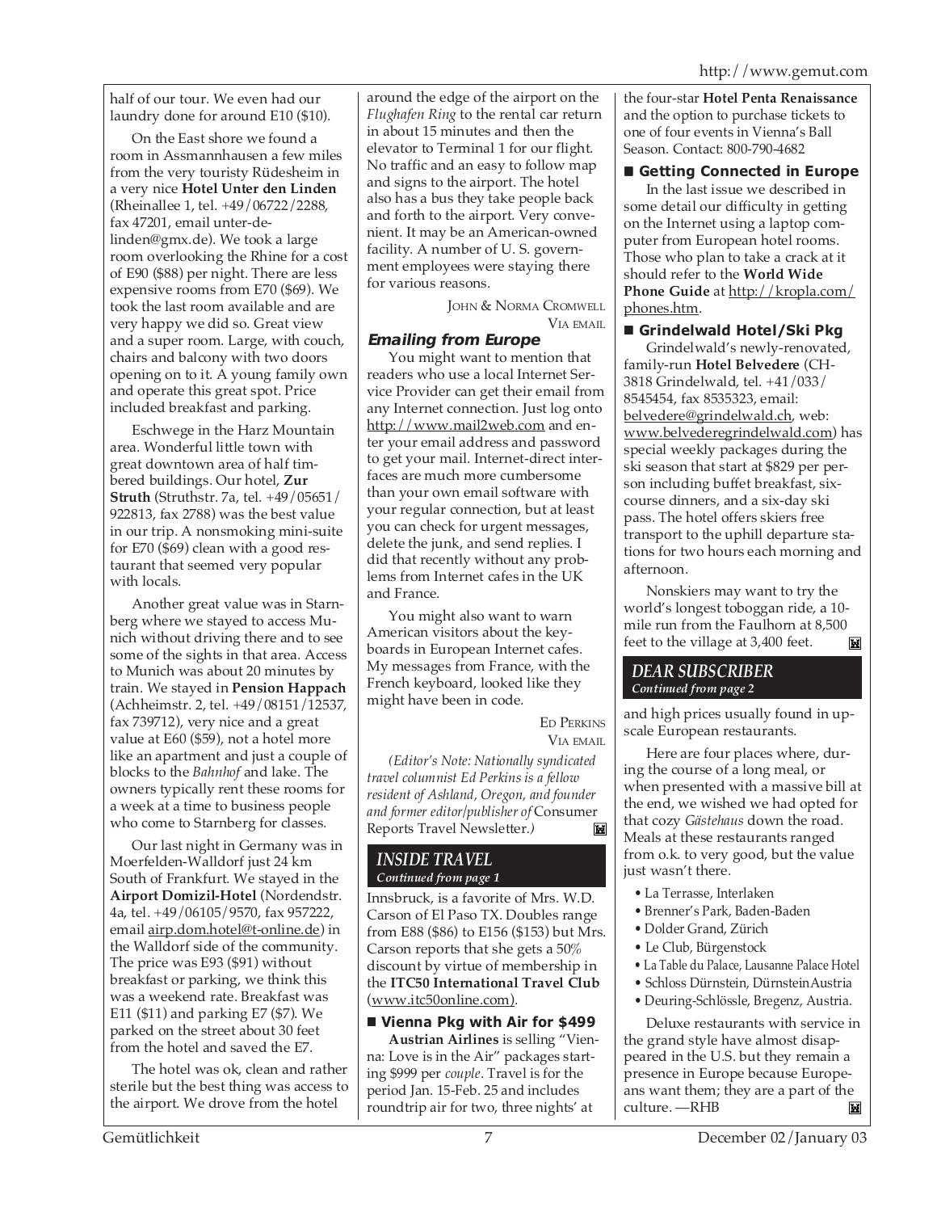half of our tour. We even had our laundry done for around E10 ($10).

On the East shore we found a room in Assmannhausen a few miles from the very touristy Rüdesheim in a very nice **Hotel Unter den Linden** (Rheinallee 1, tel. +49/06722/2288, fax 47201, email unter-de-linden@gmx.de). We took a large room overlooking the Rhine for a cost of E90 ($88) per night. There are less expensive rooms from E70 ($69). We took the last room available and are very happy we did so. Great view and a super room. Large, with couch, chairs and balcony with two doors opening on to it. A young family own and operate this great spot. Price included breakfast and parking.

Eschwege in the Harz Mountain area. Wonderful little town with great downtown area of half timbered buildings. Our hotel, **Zur Struth** (Struthstr. 7a, tel. +49/05651/922813, fax 2788) was the best value in our trip. A nonsmoking mini-suite for E70 ($69) clean with a good restaurant that seemed very popular with locals.

Another great value was in Starnberg where we stayed to access Munich without driving there and to see some of the sights in that area. Access to Munich was about 20 minutes by train. We stayed in **Pension Happach** (Achheimstr. 2, tel. +49/08151/12537, fax 739712), very nice and a great value at E60 ($59), not a hotel more like an apartment and just a couple of blocks to the *Bahnhof* and lake. The owners typically rent these rooms for a week at a time to business people who come to Starnberg for classes.

Our last night in Germany was in Moerfelden-Walldorf just 24 km South of Frankfurt. We stayed in the **Airport Domizil-Hotel** (Nordendstr. 4a, tel. +49/06105/9570, fax 957222, email airp.dom.hotel@t-online.de) in the Walldorf side of the community. The price was E93 ($91) without breakfast or parking, we think this was a weekend rate. Breakfast was E11 ($11) and parking E7 ($7). We parked on the street about 30 feet from the hotel and saved the E7.

The hotel was ok, clean and rather sterile but the best thing was access to the airport. We drove from the hotel around the edge of the airport on the *Flughafen Ring* to the rental car return in about 15 minutes and then the elevator to Terminal 1 for our flight. No traffic and an easy to follow map and signs to the airport. The hotel also has a bus they take people back and forth to the airport. Very convenient. It may be an American-owned facility. A number of U. S. government employees were staying there for various reasons.

JOHN & NORMA CROMWELL
VIA EMAIL

### *Emailing from Europe*

You might want to mention that readers who use a local Internet Service Provider can get their email from any Internet connection. Just log onto http://www.mail2web.com and enter your email address and password to get your mail. Internet-direct interfaces are much more cumbersome than your own email software with your regular connection, but at least you can check for urgent messages, delete the junk, and send replies. I did that recently without any problems from Internet cafes in the UK and France.

You might also want to warn American visitors about the keyboards in European Internet cafes. My messages from France, with the French keyboard, looked like they might have been in code.

ED PERKINS
VIA EMAIL

*(Editor's Note: Nationally syndicated travel columnist Ed Perkins is a fellow resident of Ashland, Oregon, and founder and former editor/publisher of* Consumer Reports Travel Newsletter.*)*

## *INSIDE TRAVEL*
*Continued from page 1*

Innsbruck, is a favorite of Mrs. W.D. Carson of El Paso TX. Doubles range from E88 ($86) to E156 ($153) but Mrs. Carson reports that she gets a 50% discount by virtue of membership in the **ITC50 International Travel Club** (www.itc50online.com).

### ■ Vienna Pkg with Air for $499

**Austrian Airlines** is selling "Vienna: Love is in the Air" packages starting $999 per *couple*. Travel is for the period Jan. 15-Feb. 25 and includes roundtrip air for two, three nights' at the four-star **Hotel Penta Renaissance** and the option to purchase tickets to one of four events in Vienna's Ball Season. Contact: 800-790-4682

### ■ Getting Connected in Europe

In the last issue we described in some detail our difficulty in getting on the Internet using a laptop computer from European hotel rooms. Those who plan to take a crack at it should refer to the **World Wide Phone Guide** at http://kropla.com/phones.htm.

### ■ Grindelwald Hotel/Ski Pkg

Grindelwald's newly-renovated, family-run **Hotel Belvedere** (CH-3818 Grindelwald, tel. +41/033/8545454, fax 8535323, email: belvedere@grindelwald.ch, web: www.belvederegrindelwald.com) has special weekly packages during the ski season that start at $829 per person including buffet breakfast, six-course dinners, and a six-day ski pass. The hotel offers skiers free transport to the uphill departure stations for two hours each morning and afternoon.

Nonskiers may want to try the world's longest toboggan ride, a 10-mile run from the Faulhorn at 8,500 feet to the village at 3,400 feet.

## *DEAR SUBSCRIBER*
*Continued from page 2*

and high prices usually found in upscale European restaurants.

Here are four places where, during the course of a long meal, or when presented with a massive bill at the end, we wished we had opted for that cozy *Gästehaus* down the road. Meals at these restaurants ranged from o.k. to very good, but the value just wasn't there.

- La Terrasse, Interlaken
- Brenner's Park, Baden-Baden
- Dolder Grand, Zürich
- Le Club, Bürgenstock
- La Table du Palace, Lausanne Palace Hotel
- Schloss Dürnstein, Dürnstein Austria
- Deuring-Schlössle, Bregenz, Austria.

Deluxe restaurants with service in the grand style have almost disappeared in the U.S. but they remain a presence in Europe because Europeans want them; they are a part of the culture. —RHB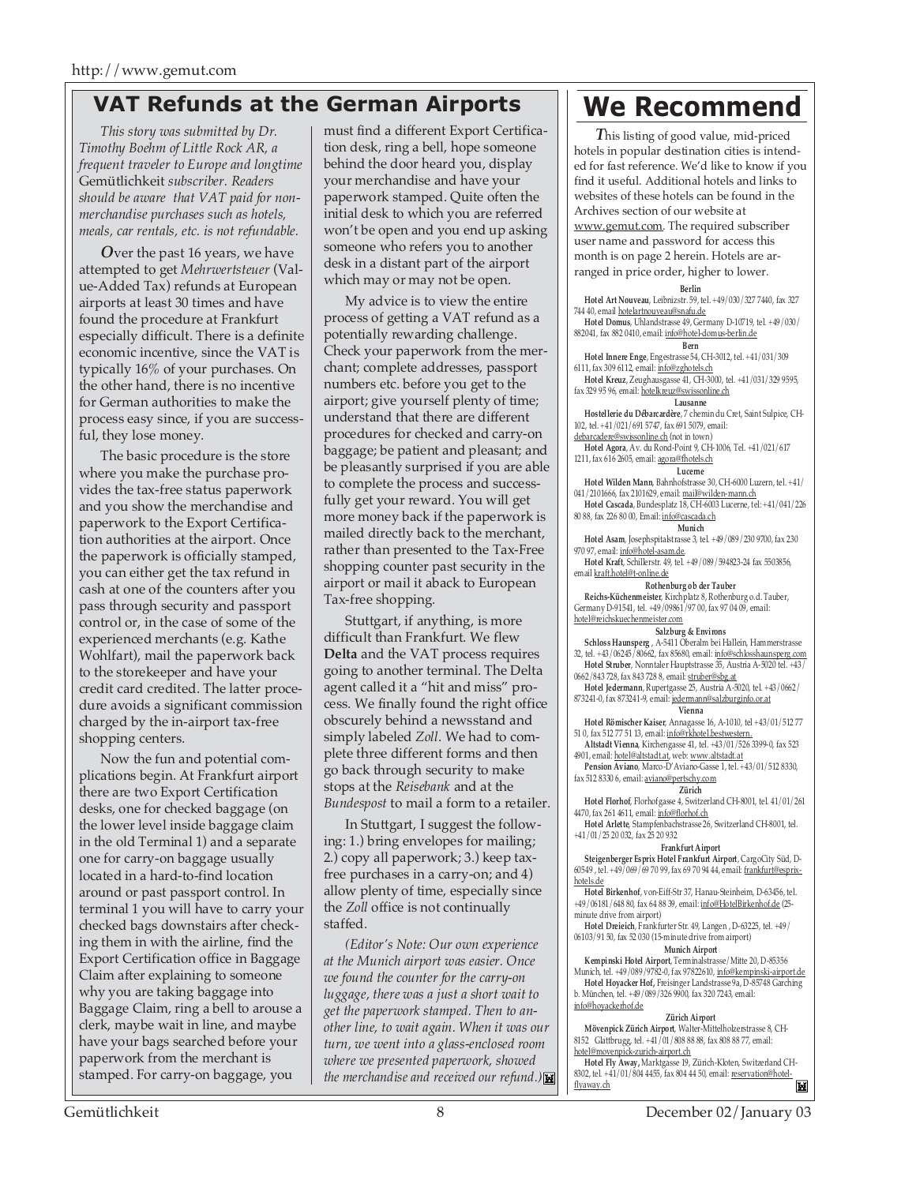## VAT Refunds at the German Airports

*This story was submitted by Dr. Timothy Boehm of Little Rock AR, a frequent traveler to Europe and longtime* Gemütlichkeit *subscriber. Readers should be aware that VAT paid for non-merchandise purchases such as hotels, meals, car rentals, etc. is not refundable.*

Over the past 16 years, we have attempted to get *Mehrwertsteuer* (Value-Added Tax) refunds at European airports at least 30 times and have found the procedure at Frankfurt especially difficult. There is a definite economic incentive, since the VAT is typically 16% of your purchases. On the other hand, there is no incentive for German authorities to make the process easy since, if you are successful, they lose money.

The basic procedure is the store where you make the purchase provides the tax-free status paperwork and you show the merchandise and paperwork to the Export Certification authorities at the airport. Once the paperwork is officially stamped, you can either get the tax refund in cash at one of the counters after you pass through security and passport control or, in the case of some of the experienced merchants (e.g. Kathe Wohlfart), mail the paperwork back to the storekeeper and have your credit card credited. The latter procedure avoids a significant commission charged by the in-airport tax-free shopping centers.

Now the fun and potential complications begin. At Frankfurt airport there are two Export Certification desks, one for checked baggage (on the lower level inside baggage claim in the old Terminal 1) and a separate one for carry-on baggage usually located in a hard-to-find location around or past passport control. In terminal 1 you will have to carry your checked bags downstairs after checking them in with the airline, find the Export Certification office in Baggage Claim after explaining to someone why you are taking baggage into Baggage Claim, ring a bell to arouse a clerk, maybe wait in line, and maybe have your bags searched before your paperwork from the merchant is stamped. For carry-on baggage, you must find a different Export Certification desk, ring a bell, hope someone behind the door heard you, display your merchandise and have your paperwork stamped. Quite often the initial desk to which you are referred won't be open and you end up asking someone who refers you to another desk in a distant part of the airport which may or may not be open.

My advice is to view the entire process of getting a VAT refund as a potentially rewarding challenge. Check your paperwork from the merchant; complete addresses, passport numbers etc. before you get to the airport; give yourself plenty of time; understand that there are different procedures for checked and carry-on baggage; be patient and pleasant; and be pleasantly surprised if you are able to complete the process and successfully get your reward. You will get more money back if the paperwork is mailed directly back to the merchant, rather than presented to the Tax-Free shopping counter past security in the airport or mail it aback to European Tax-free shopping.

Stuttgart, if anything, is more difficult than Frankfurt. We flew **Delta** and the VAT process requires going to another terminal. The Delta agent called it a "hit and miss" process. We finally found the right office obscurely behind a newsstand and simply labeled *Zoll*. We had to complete three different forms and then go back through security to make stops at the *Reisebank* and at the *Bundespost* to mail a form to a retailer.

In Stuttgart, I suggest the following: 1.) bring envelopes for mailing; 2.) copy all paperwork; 3.) keep tax-free purchases in a carry-on; and 4) allow plenty of time, especially since the *Zoll* office is not continually staffed.

*(Editor's Note: Our own experience at the Munich airport was easier. Once we found the counter for the carry-on luggage, there was a just a short wait to get the paperwork stamped. Then to another line, to wait again. When it was our turn, we went into a glass-enclosed room where we presented paperwork, showed the merchandise and received our refund.)*

## We Recommend

This listing of good value, mid-priced hotels in popular destination cities is intended for fast reference. We'd like to know if you find it useful. Additional hotels and links to websites of these hotels can be found in the Archives section of our website at www.gemut.com. The required subscriber user name and password for access this month is on page 2 herein. Hotels are arranged in price order, higher to lower.

**Berlin**

**Hotel Art Nouveau**, Leibnizstr. 59, tel. +49/030/327 7440, fax 327 744 40, email hotelartnouveau@snafu.de

**Hotel Domus**, Uhlandstrasse 49, Germany D-10719, tel. +49/030/882041, fax 882 0410, email: info@hotel-domus-berlin.de

**Bern**

**Hotel Innere Enge**, Engestrasse 54, CH-3012, tel. +41/031/309 6111, fax 309 6112, email: info@zghotels.ch

**Hotel Kreuz**, Zeughausgasse 41, CH-3000, tel. +41/031/329 9595, fax 329 95 96, email: hotelkreuz@swissonline.ch

**Lausanne**

**Hostellerie du Débarcardère**, 7 chemin du Cret, Saint Sulpice, CH-102, tel. +41/021/691 5747, fax 691 5079, email: debarcadere@swissonline.ch (not in town)

**Hotel Agora**, Av. du Rond-Point 9, CH-1006, Tel. +41/021/617 1211, fax 616 2605, email: agora@fhotels.ch

**Lucerne**

**Hotel Wilden Mann**, Bahnhofstrasse 30, CH-6000 Luzern, tel. +41/041/2101666, fax 2101629, email: mail@wilden-mann.ch

**Hotel Cascada**, Bundesplatz 18, CH-6003 Lucerne, tel: +41/041/226 80 88, fax 226 80 00, Email: info@cascada.ch

**Munich**

**Hotel Asam**, Josephspitalstrasse 3, tel. +49/089/230 9700, fax 230 970 97, email: info@hotel-asam.de.

**Hotel Kraft**, Schillerstr. 49, tel. +49/089/594823-24 fax 5503856, email kraft.hotel@t-online.de

**Rothenburg ob der Tauber**

**Reichs-Küchenmeister**, Kirchplatz 8, Rothenburg o.d. Tauber, Germany D-91541, tel. +49/09861/97 00, fax 97 04 09, email: hotel@reichskuechenmeister.com

**Salzburg & Environs**

**Schloss Haunsperg**, A-5411 Oberalm bei Hallein, Hammerstrasse 32, tel. +43/06245/80662, fax 85680, email: info@schlosshaunsperg.com

**Hotel Struber**, Nonntaler Hauptstrasse 35, Austria A-5020 tel. +43/0662/843 728, fax 843 728 8, email: struber@sbg.at

**Hotel Jedermann**, Rupertgasse 25, Austria A-5020, tel. +43/0662/873241-0, fax 873241-9, email: jedermann@salzburginfo.or.at

**Vienna**

**Hotel Römischer Kaiser**, Annagasse 16, A-1010, tel +43/01/512 77 51 0, fax 512 77 51 13, email: info@rkhotel.bestwestern.

**Altstadt Vienna**, Kirchengasse 41, tel. +43/01/526 3399-0, fax 523 4901, email: hotel@altstadt.at, web: www.altstadt.at

**Pension Aviano**, Marco-D'Aviano-Gasse 1, tel. +43/01/512 8330, fax 512 8330 6, email: aviano@pertschy.com

**Zürich**

**Hotel Florhof**, Florhofgasse 4, Switzerland CH-8001, tel. 41/01/261 4470, fax 261 4611, email: info@florhof.ch

**Hotel Arlette**, Stampfenbachstrasse 26, Switzerland CH-8001, tel. +41/01/25 20 032, fax 25 20 932

**Frankfurt Airport**

**Steigenberger Esprix Hotel Frankfurt Airport**, CargoCity Süd, D-60549, tel. +49/069/69 70 99, fax 69 70 94 44, email: frankfurt@esprix-hotels.de

**Hotel Birkenhof**, von-Eiff-Str 37, Hanau-Steinheim, D-63456, tel. +49/06181/648 80, fax 64 88 39, email: info@HotelBirkenhof.de (25-minute drive from airport)

**Hotel Dreieich**, Frankfurter Str. 49, Langen, D-63225, tel. +49/06103/91 50, fax 52 030 (15-minute drive from airport)

**Munich Airport**

**Kempinski Hotel Airport**, Terminalstrasse/Mitte 20, D-85356 Munich, tel. +49/089/9782-0, fax 97822610, info@kempinski-airport.de

**Hotel Hoyacker Hof**, Freisinger Landstrasse 9a, D-85748 Garching b. München, tel. +49/089/326 9900, fax 320 7243, email: info@hoyackerhof.de

**Zürich Airport**

**Mövenpick Zürich Airport**, Walter-Mittelholzerstrasse 8, CH-8152 Glattbrugg, tel. +41/01/808 88 88, fax 808 88 77, email: hotel@movenpick-zurich-airport.ch

**Hotel Fly Away,** Marktgasse 19, Zürich-Kloten, Switzerland CH-8302, tel. +41/01/804 4455, fax 804 44 50, email: reservation@hotel-flyaway.ch